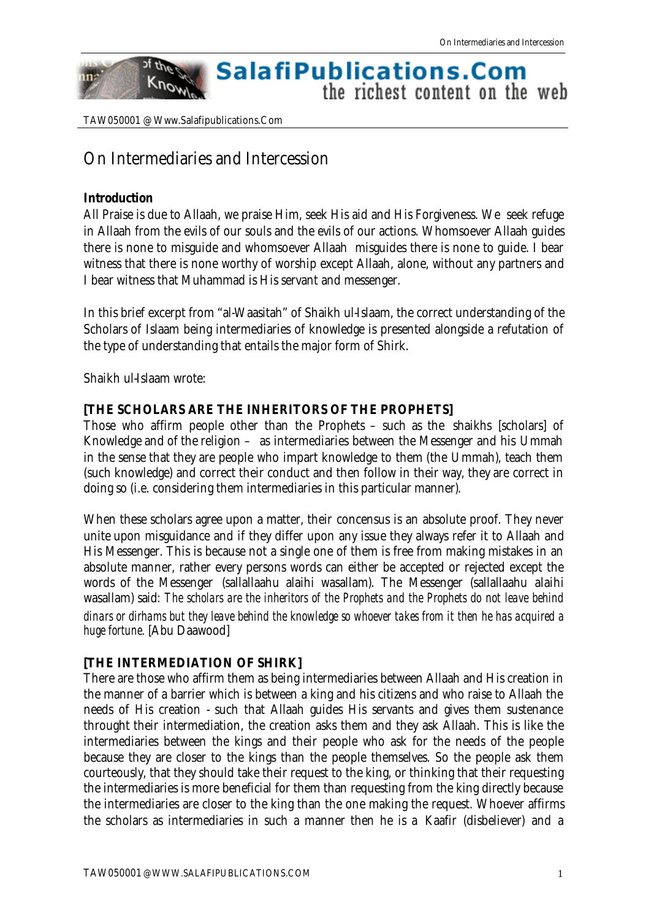# On Intermediaries and Intercession

### Introduction

All Praise is due to Allaah, we praise Him, seek His aid and His Forgiveness. We seek refuge in Allaah from the evils of our souls and the evils of our actions. Whomsoever Allaah guides there is none to misguide and whomsoever Allaah misguides there is none to guide. I bear witness that there is none worthy of worship except Allaah, alone, without any partners and I bear witness that Muhammad is His servant and messenger.

In this brief excerpt from "al-Waasitah" of Shaikh ul-Islaam, the correct understanding of the Scholars of Islaam being intermediaries of knowledge is presented alongside a refutation of the type of understanding that entails the major form of Shirk.

Shaikh ul-Islaam wrote:

### [THE SCHOLARS ARE THE INHERITORS OF THE PROPHETS]

Those who affirm people other than the Prophets – such as the shaikhs [scholars] of Knowledge and of the religion – as intermediaries between the Messenger and his Ummah in the sense that they are people who impart knowledge to them (the Ummah), teach them (such knowledge) and correct their conduct and then follow in their way, they are correct in doing so (i.e. considering them intermediaries in this particular manner).

When these scholars agree upon a matter, their concensus is an absolute proof. They never unite upon misguidance and if they differ upon any issue they always refer it to Allaah and His Messenger. This is because not a single one of them is free from making mistakes in an absolute manner, rather every persons words can either be accepted or rejected except the words of the Messenger (sallallaahu alaihi wasallam). The Messenger (sallallaahu alaihi wasallam) said: *The scholars are the inheritors of the Prophets and the Prophets do not leave behind dinars or dirhams but they leave behind the knowledge so whoever takes from it then he has acquired a huge fortune.* [Abu Daawood]

### [THE INTERMEDIATION OF SHIRK]

There are those who affirm them as being intermediaries between Allaah and His creation in the manner of a barrier which is between a king and his citizens and who raise to Allaah the needs of His creation - such that Allaah guides His servants and gives them sustenance throught their intermediation, the creation asks them and they ask Allaah. This is like the intermediaries between the kings and their people who ask for the needs of the people because they are closer to the kings than the people themselves. So the people ask them courteously, that they should take their request to the king, or thinking that their requesting the intermediaries is more beneficial for them than requesting from the king directly because the intermediaries are closer to the king than the one making the request. Whoever affirms the scholars as intermediaries in such a manner then he is a Kaafir (disbeliever) and a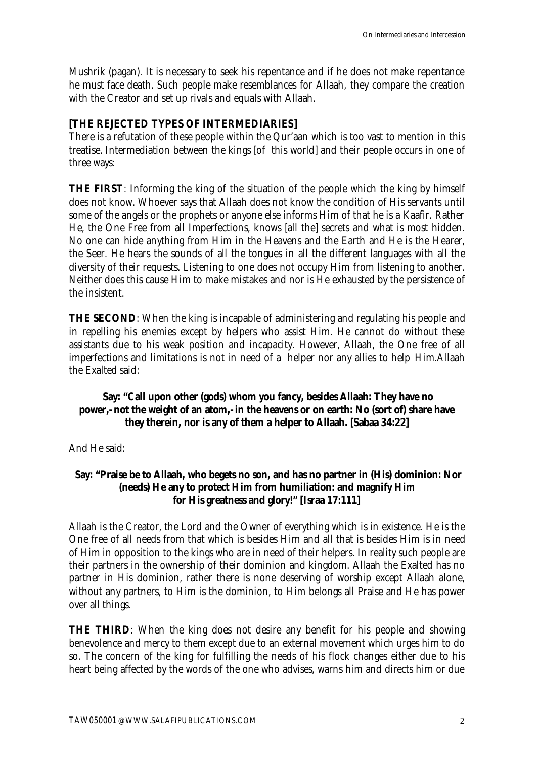Mushrik (pagan). It is necessary to seek his repentance and if he does not make repentance he must face death. Such people make resemblances for Allaah, they compare the creation with the Creator and set up rivals and equals with Allaah.

**[THE REJECTED TYPES OF INTERMEDIARIES]**

There is a refutation of these people within the Qur'aan which is too vast to mention in this treatise. Intermediation between the kings [of this world] and their people occurs in one of three ways:

**THE FIRST**: Informing the king of the situation of the people which the king by himself does not know. Whoever says that Allaah does not know the condition of His servants until some of the angels or the prophets or anyone else informs Him of that he is a Kaafir. Rather He, the One Free from all Imperfections, knows [all the] secrets and what is most hidden. No one can hide anything from Him in the Heavens and the Earth and He is the Hearer, the Seer. He hears the sounds of all the tongues in all the different languages with all the diversity of their requests. Listening to one does not occupy Him from listening to another. Neither does this cause Him to make mistakes and nor is He exhausted by the persistence of the insistent.

**THE SECOND**: When the king is incapable of administering and regulating his people and in repelling his enemies except by helpers who assist Him. He cannot do without these assistants due to his weak position and incapacity. However, Allaah, the One free of all imperfections and limitations is not in need of a helper nor any allies to help Him.Allaah the Exalted said:

**Say: "Call upon other (gods) whom you fancy, besides Allaah: They have no power,- not the weight of an atom,- in the heavens or on earth: No (sort of) share have they therein, nor is any of them a helper to Allaah. [Sabaa 34:22]**

And He said:

**Say: "Praise be to Allaah, who begets no son, and has no partner in (His) dominion: Nor (needs) He any to protect Him from humiliation: and magnify Him for His greatness and glory!" [Israa 17:111]**

Allaah is the Creator, the Lord and the Owner of everything which is in existence. He is the One free of all needs from that which is besides Him and all that is besides Him is in need of Him in opposition to the kings who are in need of their helpers. In reality such people are their partners in the ownership of their dominion and kingdom. Allaah the Exalted has no partner in His dominion, rather there is none deserving of worship except Allaah alone, without any partners, to Him is the dominion, to Him belongs all Praise and He has power over all things.

**THE THIRD**: When the king does not desire any benefit for his people and showing benevolence and mercy to them except due to an external movement which urges him to do so. The concern of the king for fulfilling the needs of his flock changes either due to his heart being affected by the words of the one who advises, warns him and directs him or due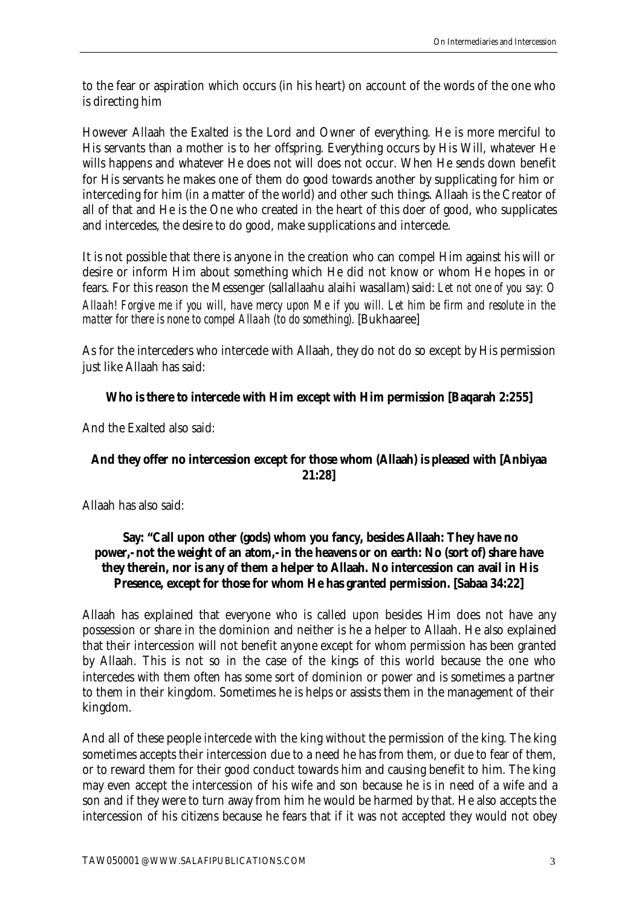to the fear or aspiration which occurs (in his heart) on account of the words of the one who is directing him

However Allaah the Exalted is the Lord and Owner of everything. He is more merciful to His servants than a mother is to her offspring. Everything occurs by His Will, whatever He wills happens and whatever He does not will does not occur. When He sends down benefit for His servants he makes one of them do good towards another by supplicating for him or interceding for him (in a matter of the world) and other such things. Allaah is the Creator of all of that and He is the One who created in the heart of this doer of good, who supplicates and intercedes, the desire to do good, make supplications and intercede.

It is not possible that there is anyone in the creation who can compel Him against his will or desire or inform Him about something which He did not know or whom He hopes in or fears. For this reason the Messenger (sallallaahu alaihi wasallam) said: *Let not one of you say: O Allaah! Forgive me if you will, have mercy upon Me if you will. Let him be firm and resolute in the matter for there is none to compel Allaah (to do something).* [Bukhaaree]

As for the interceders who intercede with Allaah, they do not do so except by His permission just like Allaah has said:

**Who is there to intercede with Him except with Him permission [Baqarah 2:255]**

And the Exalted also said:

**And they offer no intercession except for those whom (Allaah) is pleased with [Anbiyaa 21:28]**

Allaah has also said:

**Say: "Call upon other (gods) whom you fancy, besides Allaah: They have no power,- not the weight of an atom,- in the heavens or on earth: No (sort of) share have they therein, nor is any of them a helper to Allaah. No intercession can avail in His Presence, except for those for whom He has granted permission. [Sabaa 34:22]**

Allaah has explained that everyone who is called upon besides Him does not have any possession or share in the dominion and neither is he a helper to Allaah. He also explained that their intercession will not benefit anyone except for whom permission has been granted by Allaah. This is not so in the case of the kings of this world because the one who intercedes with them often has some sort of dominion or power and is sometimes a partner to them in their kingdom. Sometimes he is helps or assists them in the management of their kingdom.

And all of these people intercede with the king without the permission of the king. The king sometimes accepts their intercession due to a need he has from them, or due to fear of them, or to reward them for their good conduct towards him and causing benefit to him. The king may even accept the intercession of his wife and son because he is in need of a wife and a son and if they were to turn away from him he would be harmed by that. He also accepts the intercession of his citizens because he fears that if it was not accepted they would not obey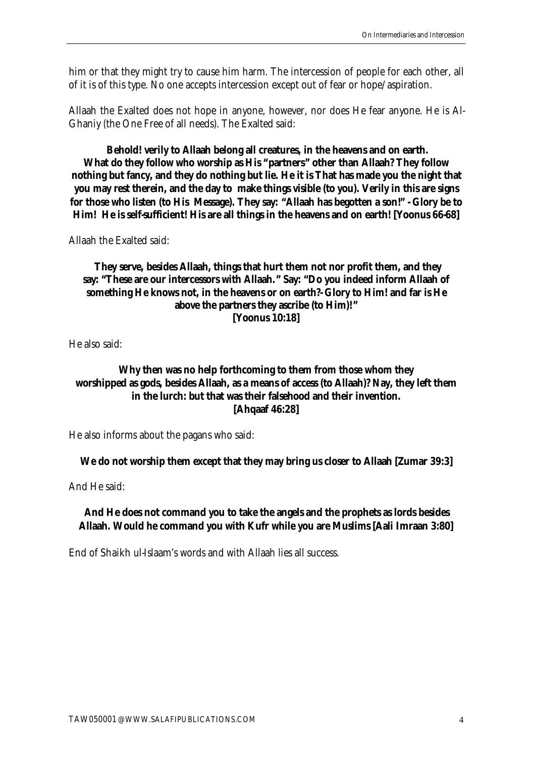him or that they might try to cause him harm. The intercession of people for each other, all of it is of this type. No one accepts intercession except out of fear or hope/aspiration.

Allaah the Exalted does not hope in anyone, however, nor does He fear anyone. He is Al-Ghaniy (the One Free of all needs). The Exalted said:

**Behold! verily to Allaah belong all creatures, in the heavens and on earth. What do they follow who worship as His "partners" other than Allaah? They follow nothing but fancy, and they do nothing but lie. He it is That has made you the night that you may rest therein, and the day to make things visible (to you). Verily in this are signs for those who listen (to His Message). They say: "Allaah has begotten a son!" - Glory be to Him! He is self-sufficient! His are all things in the heavens and on earth! [Yoonus 66-68]**

Allaah the Exalted said:

**They serve, besides Allaah, things that hurt them not nor profit them, and they say: "These are our intercessors with Allaah." Say: "Do you indeed inform Allaah of something He knows not, in the heavens or on earth?- Glory to Him! and far is He above the partners they ascribe (to Him)!" [Yoonus 10:18]**

He also said:

**Why then was no help forthcoming to them from those whom they worshipped as gods, besides Allaah, as a means of access (to Allaah)? Nay, they left them in the lurch: but that was their falsehood and their invention. [Ahqaaf 46:28]**

He also informs about the pagans who said:

**We do not worship them except that they may bring us closer to Allaah [Zumar 39:3]**

And He said:

**And He does not command you to take the angels and the prophets as lords besides Allaah. Would he command you with Kufr while you are Muslims [Aali Imraan 3:80]**

End of Shaikh ul-Islaam's words and with Allaah lies all success.